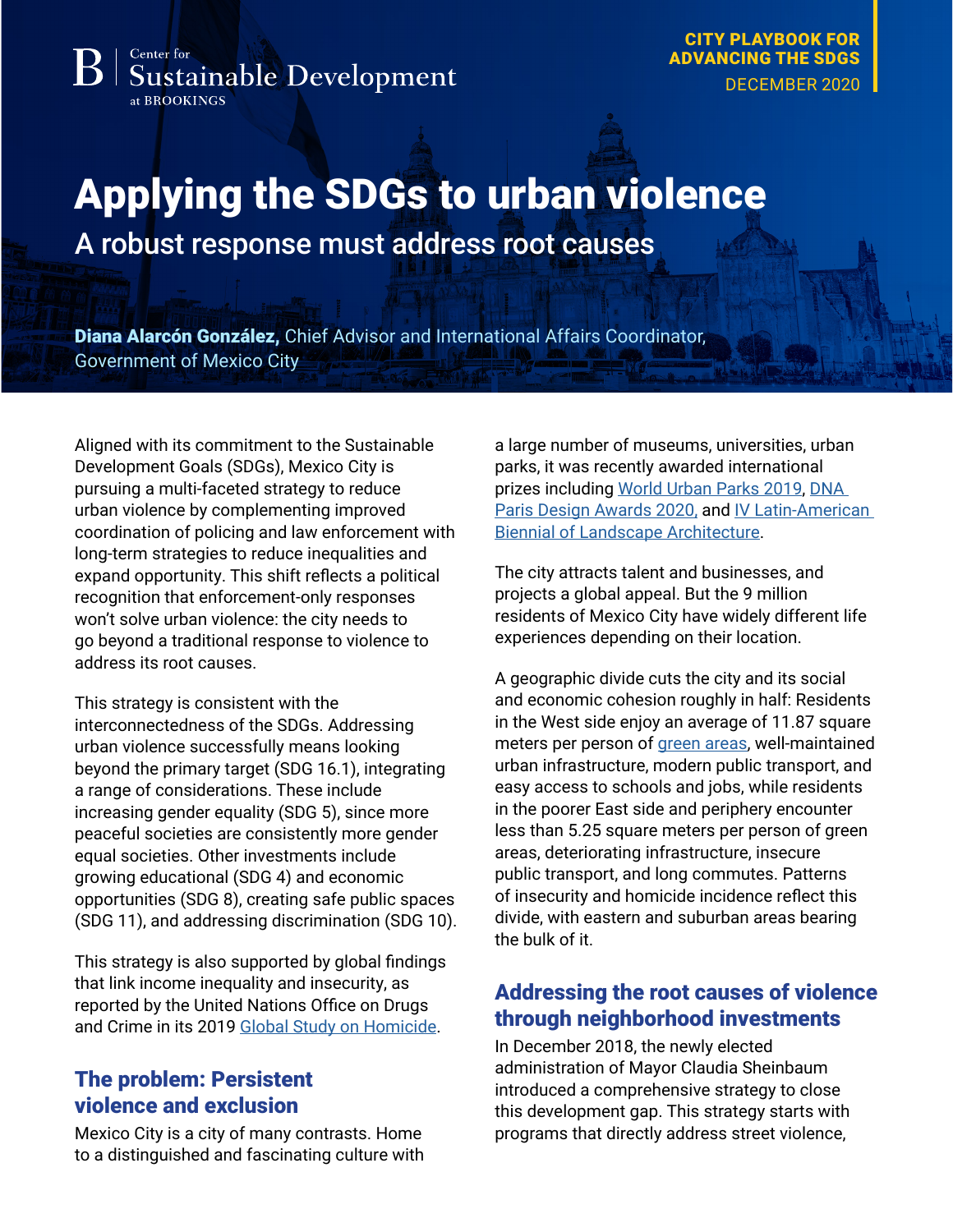Center for Sustainable Development at BROOKINGS

**CITY PLAYBOOK FOR ADVANCING THE SDGS**
DECEMBER 2020

# Applying the SDGs to urban violence

## A robust response must address root causes

**Diana Alarcón González,** Chief Advisor and International Affairs Coordinator, Government of Mexico City

Aligned with its commitment to the Sustainable Development Goals (SDGs), Mexico City is pursuing a multi-faceted strategy to reduce urban violence by complementing improved coordination of policing and law enforcement with long-term strategies to reduce inequalities and expand opportunity. This shift reflects a political recognition that enforcement-only responses won't solve urban violence: the city needs to go beyond a traditional response to violence to address its root causes.

This strategy is consistent with the interconnectedness of the SDGs. Addressing urban violence successfully means looking beyond the primary target (SDG 16.1), integrating a range of considerations. These include increasing gender equality (SDG 5), since more peaceful societies are consistently more gender equal societies. Other investments include growing educational (SDG 4) and economic opportunities (SDG 8), creating safe public spaces (SDG 11), and addressing discrimination (SDG 10).

This strategy is also supported by global findings that link income inequality and insecurity, as reported by the United Nations Office on Drugs and Crime in its 2019 [Global Study on Homicide](#).

## The problem: Persistent violence and exclusion

Mexico City is a city of many contrasts. Home to a distinguished and fascinating culture with a large number of museums, universities, urban parks, it was recently awarded international prizes including [World Urban Parks 2019](#), [DNA Paris Design Awards 2020,](#) and [IV Latin-American Biennial of Landscape Architecture](#).

The city attracts talent and businesses, and projects a global appeal. But the 9 million residents of Mexico City have widely different life experiences depending on their location.

A geographic divide cuts the city and its social and economic cohesion roughly in half: Residents in the West side enjoy an average of 11.87 square meters per person of [green areas](#), well-maintained urban infrastructure, modern public transport, and easy access to schools and jobs, while residents in the poorer East side and periphery encounter less than 5.25 square meters per person of green areas, deteriorating infrastructure, insecure public transport, and long commutes. Patterns of insecurity and homicide incidence reflect this divide, with eastern and suburban areas bearing the bulk of it.

## Addressing the root causes of violence through neighborhood investments

In December 2018, the newly elected administration of Mayor Claudia Sheinbaum introduced a comprehensive strategy to close this development gap. This strategy starts with programs that directly address street violence,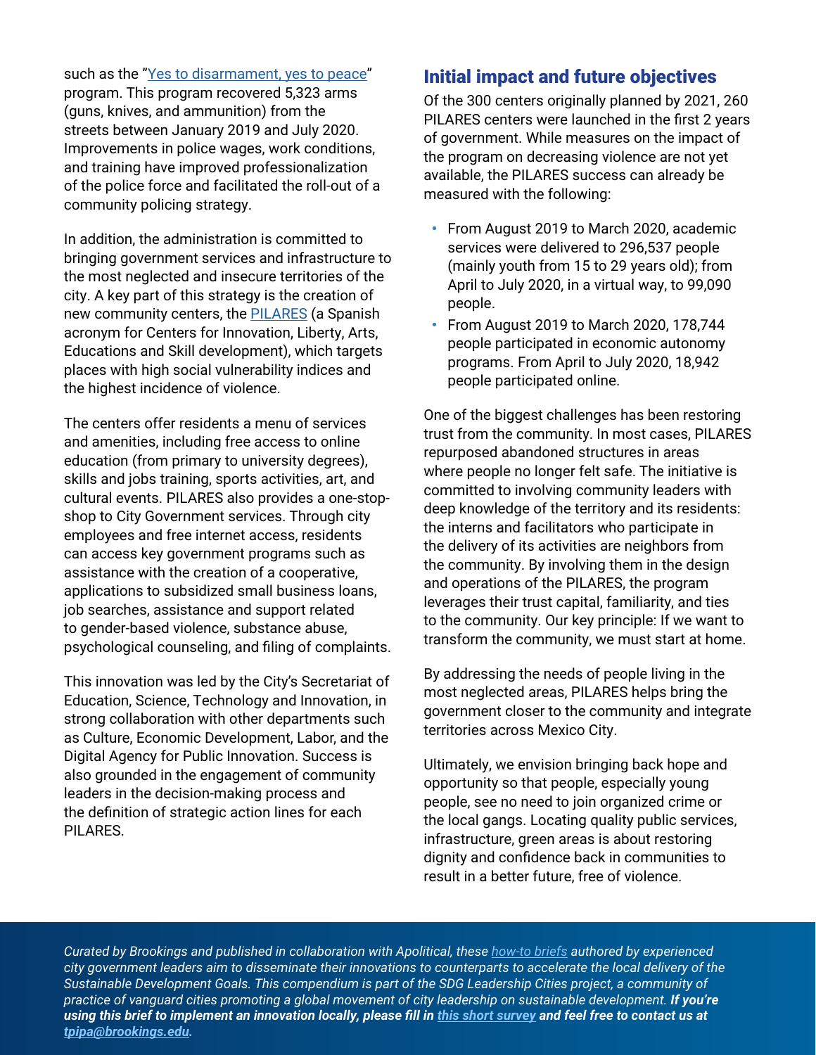such as the "[Yes to disarmament, yes to peace](#)" program. This program recovered 5,323 arms (guns, knives, and ammunition) from the streets between January 2019 and July 2020. Improvements in police wages, work conditions, and training have improved professionalization of the police force and facilitated the roll-out of a community policing strategy.

In addition, the administration is committed to bringing government services and infrastructure to the most neglected and insecure territories of the city. A key part of this strategy is the creation of new community centers, the [PILARES](#) (a Spanish acronym for Centers for Innovation, Liberty, Arts, Educations and Skill development), which targets places with high social vulnerability indices and the highest incidence of violence.

The centers offer residents a menu of services and amenities, including free access to online education (from primary to university degrees), skills and jobs training, sports activities, art, and cultural events. PILARES also provides a one-stop-shop to City Government services. Through city employees and free internet access, residents can access key government programs such as assistance with the creation of a cooperative, applications to subsidized small business loans, job searches, assistance and support related to gender-based violence, substance abuse, psychological counseling, and filing of complaints.

This innovation was led by the City's Secretariat of Education, Science, Technology and Innovation, in strong collaboration with other departments such as Culture, Economic Development, Labor, and the Digital Agency for Public Innovation. Success is also grounded in the engagement of community leaders in the decision-making process and the definition of strategic action lines for each PILARES.

## Initial impact and future objectives

Of the 300 centers originally planned by 2021, 260 PILARES centers were launched in the first 2 years of government. While measures on the impact of the program on decreasing violence are not yet available, the PILARES success can already be measured with the following:

- From August 2019 to March 2020, academic services were delivered to 296,537 people (mainly youth from 15 to 29 years old); from April to July 2020, in a virtual way, to 99,090 people.
- From August 2019 to March 2020, 178,744 people participated in economic autonomy programs. From April to July 2020, 18,942 people participated online.

One of the biggest challenges has been restoring trust from the community. In most cases, PILARES repurposed abandoned structures in areas where people no longer felt safe. The initiative is committed to involving community leaders with deep knowledge of the territory and its residents: the interns and facilitators who participate in the delivery of its activities are neighbors from the community. By involving them in the design and operations of the PILARES, the program leverages their trust capital, familiarity, and ties to the community. Our key principle: If we want to transform the community, we must start at home.

By addressing the needs of people living in the most neglected areas, PILARES helps bring the government closer to the community and integrate territories across Mexico City.

Ultimately, we envision bringing back hope and opportunity so that people, especially young people, see no need to join organized crime or the local gangs. Locating quality public services, infrastructure, green areas is about restoring dignity and confidence back in communities to result in a better future, free of violence.

*Curated by Brookings and published in collaboration with Apolitical, these [how-to briefs](#) authored by experienced city government leaders aim to disseminate their innovations to counterparts to accelerate the local delivery of the Sustainable Development Goals. This compendium is part of the SDG Leadership Cities project, a community of practice of vanguard cities promoting a global movement of city leadership on sustainable development.* ***If you're using this brief to implement an innovation locally, please fill in [this short survey](#) and feel free to contact us at [tpipa@brookings.edu](#).***